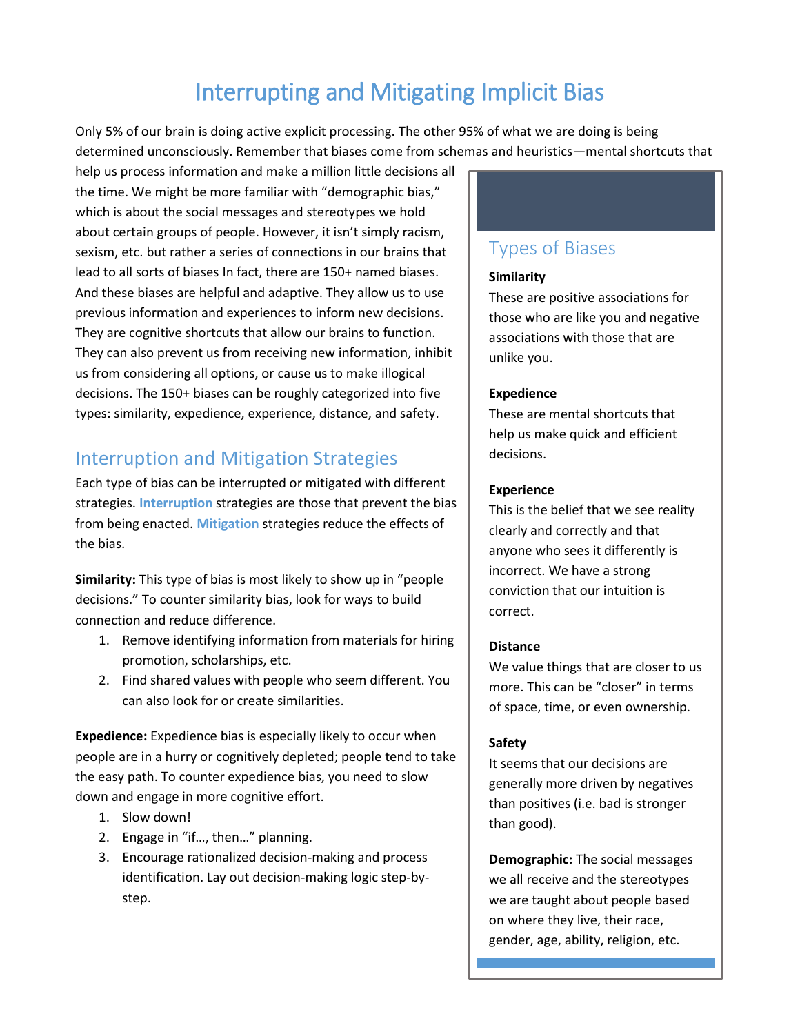# Interrupting and Mitigating Implicit Bias

Only 5% of our brain is doing active explicit processing. The other 95% of what we are doing is being determined unconsciously. Remember that biases come from schemas and heuristics—mental shortcuts that help us process information and make a million little decisions all the time. We might be more familiar with "demographic bias," which is about the social messages and stereotypes we hold about certain groups of people. However, it isn't simply racism, sexism, etc. but rather a series of connections in our brains that lead to all sorts of biases In fact, there are 150+ named biases. And these biases are helpful and adaptive. They allow us to use previous information and experiences to inform new decisions. They are cognitive shortcuts that allow our brains to function. They can also prevent us from receiving new information, inhibit us from considering all options, or cause us to make illogical decisions. The 150+ biases can be roughly categorized into five types: similarity, expedience, experience, distance, and safety.

## Interruption and Mitigation Strategies

Each type of bias can be interrupted or mitigated with different strategies. **Interruption** strategies are those that prevent the bias from being enacted. **Mitigation** strategies reduce the effects of the bias.

**Similarity:** This type of bias is most likely to show up in "people decisions." To counter similarity bias, look for ways to build connection and reduce difference.

1. Remove identifying information from materials for hiring promotion, scholarships, etc.
2. Find shared values with people who seem different. You can also look for or create similarities.

**Expedience:** Expedience bias is especially likely to occur when people are in a hurry or cognitively depleted; people tend to take the easy path. To counter expedience bias, you need to slow down and engage in more cognitive effort.

1. Slow down!
2. Engage in "if…, then…" planning.
3. Encourage rationalized decision-making and process identification. Lay out decision-making logic step-by-step.

## Types of Biases

**Similarity**
These are positive associations for those who are like you and negative associations with those that are unlike you.

**Expedience**
These are mental shortcuts that help us make quick and efficient decisions.

**Experience**
This is the belief that we see reality clearly and correctly and that anyone who sees it differently is incorrect. We have a strong conviction that our intuition is correct.

**Distance**
We value things that are closer to us more. This can be "closer" in terms of space, time, or even ownership.

**Safety**
It seems that our decisions are generally more driven by negatives than positives (i.e. bad is stronger than good).

**Demographic:** The social messages we all receive and the stereotypes we are taught about people based on where they live, their race, gender, age, ability, religion, etc.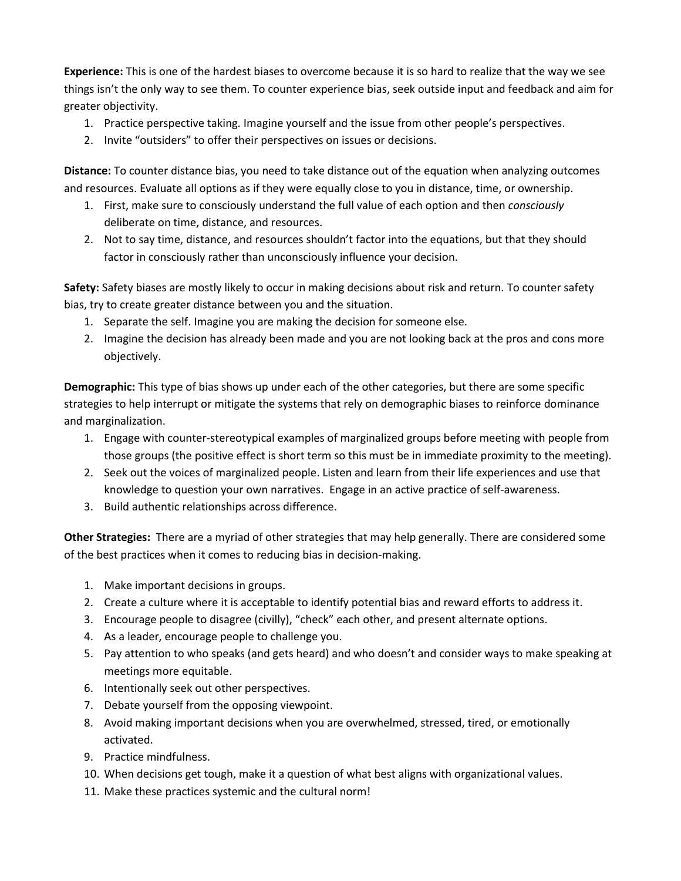**Experience:** This is one of the hardest biases to overcome because it is so hard to realize that the way we see things isn't the only way to see them. To counter experience bias, seek outside input and feedback and aim for greater objectivity.

1. Practice perspective taking. Imagine yourself and the issue from other people's perspectives.
2. Invite "outsiders" to offer their perspectives on issues or decisions.

**Distance:** To counter distance bias, you need to take distance out of the equation when analyzing outcomes and resources. Evaluate all options as if they were equally close to you in distance, time, or ownership.

1. First, make sure to consciously understand the full value of each option and then *consciously* deliberate on time, distance, and resources.
2. Not to say time, distance, and resources shouldn't factor into the equations, but that they should factor in consciously rather than unconsciously influence your decision.

**Safety:** Safety biases are mostly likely to occur in making decisions about risk and return. To counter safety bias, try to create greater distance between you and the situation.

1. Separate the self. Imagine you are making the decision for someone else.
2. Imagine the decision has already been made and you are not looking back at the pros and cons more objectively.

**Demographic:** This type of bias shows up under each of the other categories, but there are some specific strategies to help interrupt or mitigate the systems that rely on demographic biases to reinforce dominance and marginalization.

1. Engage with counter-stereotypical examples of marginalized groups before meeting with people from those groups (the positive effect is short term so this must be in immediate proximity to the meeting).
2. Seek out the voices of marginalized people. Listen and learn from their life experiences and use that knowledge to question your own narratives. Engage in an active practice of self-awareness.
3. Build authentic relationships across difference.

**Other Strategies:** There are a myriad of other strategies that may help generally. There are considered some of the best practices when it comes to reducing bias in decision-making.

1. Make important decisions in groups.
2. Create a culture where it is acceptable to identify potential bias and reward efforts to address it.
3. Encourage people to disagree (civilly), "check" each other, and present alternate options.
4. As a leader, encourage people to challenge you.
5. Pay attention to who speaks (and gets heard) and who doesn't and consider ways to make speaking at meetings more equitable.
6. Intentionally seek out other perspectives.
7. Debate yourself from the opposing viewpoint.
8. Avoid making important decisions when you are overwhelmed, stressed, tired, or emotionally activated.
9. Practice mindfulness.
10. When decisions get tough, make it a question of what best aligns with organizational values.
11. Make these practices systemic and the cultural norm!